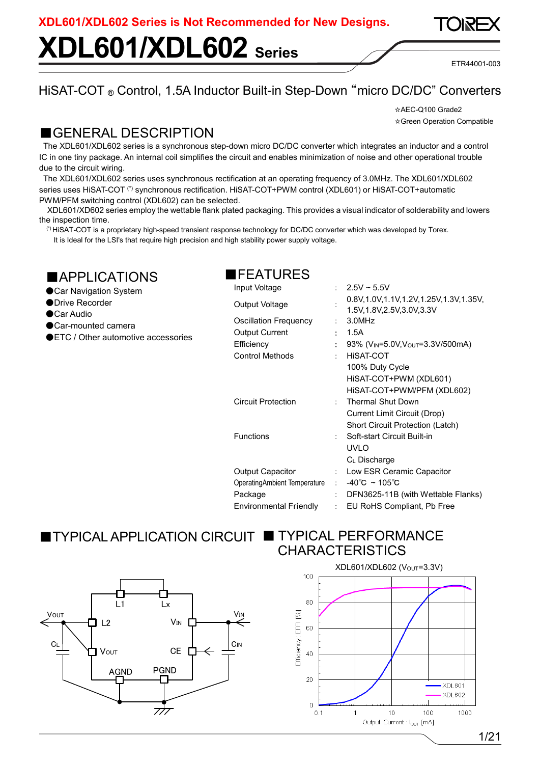XDL601/XDL602 Series is Not Recommended for New Designs.

# XDL601/XDL602 Series

ETR44001-003

## HiSAT-COT ® Control, 1.5A Inductor Built-in Step-Down "micro DC/DC" Converters

☆AEC-Q100 Grade2
☆Green Operation Compatible

## ■GENERAL DESCRIPTION

The XDL601/XDL602 series is a synchronous step-down micro DC/DC converter which integrates an inductor and a control IC in one tiny package. An internal coil simplifies the circuit and enables minimization of noise and other operational trouble due to the circuit wiring.

The XDL601/XDL602 series uses synchronous rectification at an operating frequency of 3.0MHz. The XDL601/XDL602 series uses HiSAT-COT (*) synchronous rectification. HiSAT-COT+PWM control (XDL601) or HiSAT-COT+automatic PWM/PFM switching control (XDL602) can be selected.

XDL601/XD602 series employ the wettable flank plated packaging. This provides a visual indicator of solderability and lowers the inspection time.

(*) HiSAT-COT is a proprietary high-speed transient response technology for DC/DC converter which was developed by Torex. It is Ideal for the LSI's that require high precision and high stability power supply voltage.

## ■APPLICATIONS

- Car Navigation System
- Drive Recorder
- Car Audio
- Car-mounted camera
- ETC / Other automotive accessories

## ■FEATURES

| | | |
|---|---|---|
| Input Voltage | : | 2.5V ~ 5.5V |
| Output Voltage | : | 0.8V,1.0V,1.1V,1.2V,1.25V,1.3V,1.35V, 1.5V,1.8V,2.5V,3.0V,3.3V |
| Oscillation Frequency | : | 3.0MHz |
| Output Current | : | 1.5A |
| Efficiency | : | 93% ($V_{IN}$=5.0V,$V_{OUT}$=3.3V/500mA) |
| Control Methods | : | HiSAT-COT<br>100% Duty Cycle<br>HiSAT-COT+PWM (XDL601)<br>HiSAT-COT+PWM/PFM (XDL602) |
| Circuit Protection | : | Thermal Shut Down<br>Current Limit Circuit (Drop)<br>Short Circuit Protection (Latch) |
| Functions | : | Soft-start Circuit Built-in<br>UVLO<br>$C_L$ Discharge |
| Output Capacitor | : | Low ESR Ceramic Capacitor |
| Operating Ambient Temperature | : | -40℃ ~ 105℃ |
| Package | : | DFN3625-11B (with Wettable Flanks) |
| Environmental Friendly | : | EU RoHS Compliant, Pb Free |

## ■TYPICAL APPLICATION CIRCUIT

## ■TYPICAL PERFORMANCE CHARACTERISTICS

XDL601/XDL602 ($V_{OUT}$=3.3V)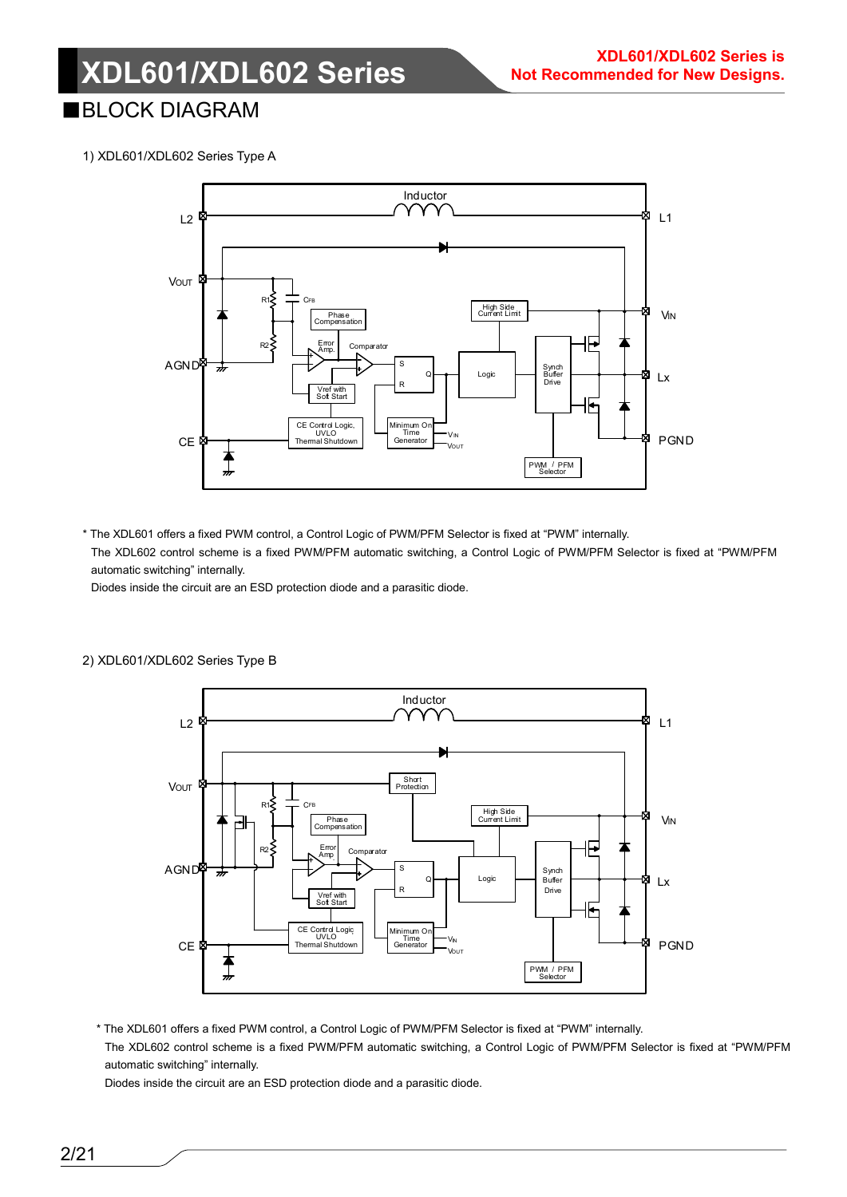## ■BLOCK DIAGRAM

1) XDL601/XDL602 Series Type A

\* The XDL601 offers a fixed PWM control, a Control Logic of PWM/PFM Selector is fixed at "PWM" internally.
The XDL602 control scheme is a fixed PWM/PFM automatic switching, a Control Logic of PWM/PFM Selector is fixed at "PWM/PFM automatic switching" internally.
Diodes inside the circuit are an ESD protection diode and a parasitic diode.

2) XDL601/XDL602 Series Type B

\* The XDL601 offers a fixed PWM control, a Control Logic of PWM/PFM Selector is fixed at "PWM" internally.
The XDL602 control scheme is a fixed PWM/PFM automatic switching, a Control Logic of PWM/PFM Selector is fixed at "PWM/PFM automatic switching" internally.
Diodes inside the circuit are an ESD protection diode and a parasitic diode.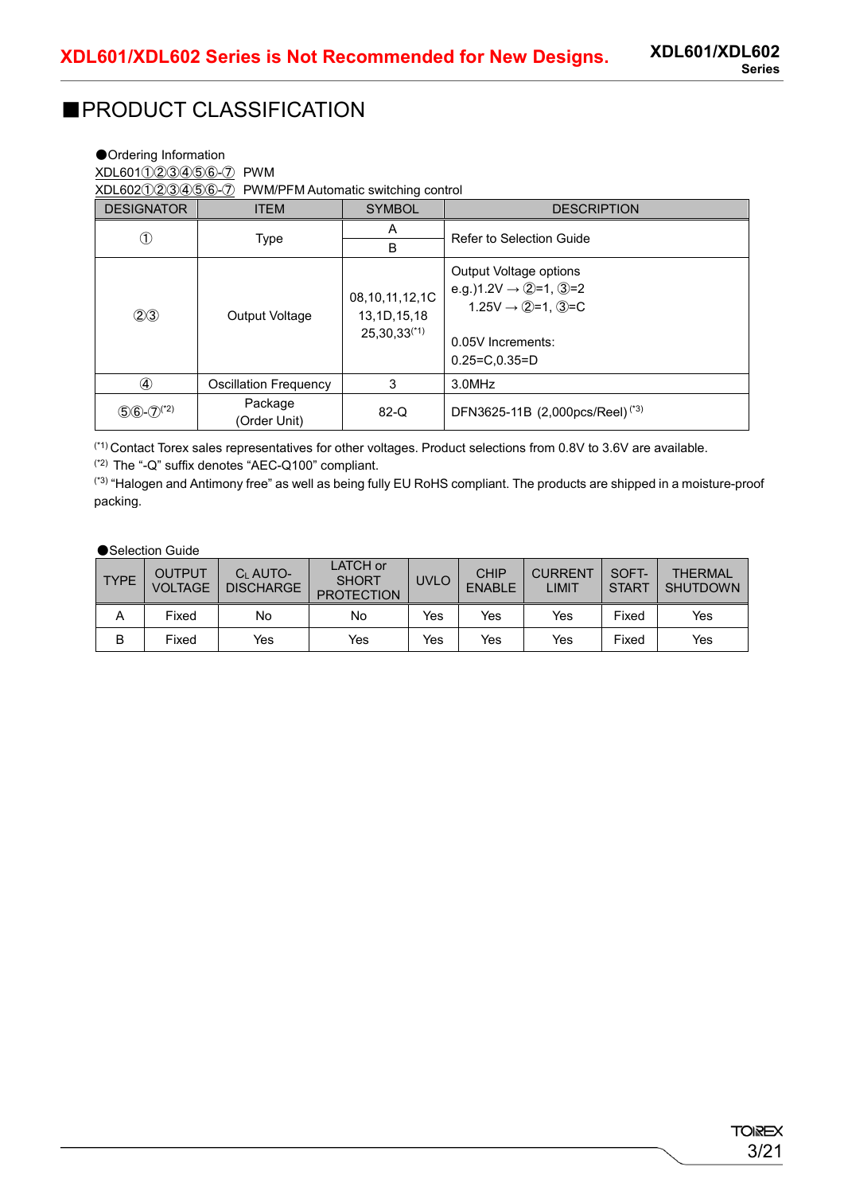XDL601/XDL602 Series is Not Recommended for New Designs.

## ■PRODUCT CLASSIFICATION

●Ordering Information

XDL601①②③④⑤⑥-⑦ PWM

XDL602①②③④⑤⑥-⑦ PWM/PFM Automatic switching control

| DESIGNATOR | ITEM | SYMBOL | DESCRIPTION |
|---|---|---|---|
| ① | Type | A | Refer to Selection Guide |
| | | B | |
| ②③ | Output Voltage | 08,10,11,12,1C 13,1D,15,18 25,30,33[*1] | Output Voltage options e.g.)1.2V → ②=1, ③=2 1.25V → ②=1, ③=C  0.05V Increments: 0.25=C,0.35=D |
| ④ | Oscillation Frequency | 3 | 3.0MHz |
| ⑤⑥-⑦[*2] | Package (Order Unit) | 82-Q | DFN3625-11B (2,000pcs/Reel)[*3] |

[*1] Contact Torex sales representatives for other voltages. Product selections from 0.8V to 3.6V are available.

[*2] The "-Q" suffix denotes "AEC-Q100" compliant.

[*3] "Halogen and Antimony free" as well as being fully EU RoHS compliant. The products are shipped in a moisture-proof packing.

●Selection Guide

| TYPE | OUTPUT VOLTAGE | $C_L$ AUTO-DISCHARGE | LATCH or SHORT PROTECTION | UVLO | CHIP ENABLE | CURRENT LIMIT | SOFT-START | THERMAL SHUTDOWN |
|---|---|---|---|---|---|---|---|---|
| A | Fixed | No | No | Yes | Yes | Yes | Fixed | Yes |
| B | Fixed | Yes | Yes | Yes | Yes | Yes | Fixed | Yes |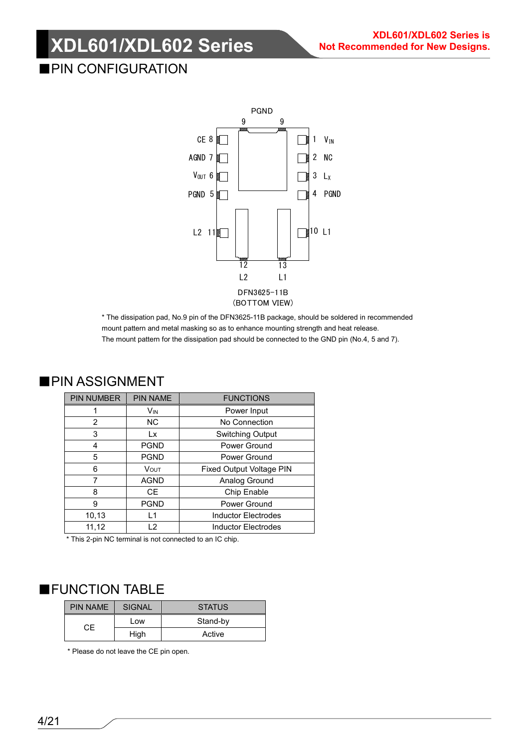XDL601/XDL602 Series is Not Recommended for New Designs.

## ■PIN CONFIGURATION

PGND

9 9

CE 8 — 1 $V_{IN}$

AGND 7 — 2 NC

$V_{OUT}$ 6 — 3 $L_X$

PGND 5 — 4 PGND

L2 11 — 10 L1

12 L2 — 13 L1

DFN3625-11B
(BOTTOM VIEW)

\* The dissipation pad, No.9 pin of the DFN3625-11B package, should be soldered in recommended mount pattern and metal masking so as to enhance mounting strength and heat release.
The mount pattern for the dissipation pad should be connected to the GND pin (No.4, 5 and 7).

## ■PIN ASSIGNMENT

| PIN NUMBER | PIN NAME | FUNCTIONS |
|---|---|---|
| 1 | $V_{IN}$ | Power Input |
| 2 | NC | No Connection |
| 3 | Lx | Switching Output |
| 4 | PGND | Power Ground |
| 5 | PGND | Power Ground |
| 6 | $V_{OUT}$ | Fixed Output Voltage PIN |
| 7 | AGND | Analog Ground |
| 8 | CE | Chip Enable |
| 9 | PGND | Power Ground |
| 10,13 | L1 | Inductor Electrodes |
| 11,12 | L2 | Inductor Electrodes |

\* This 2-pin NC terminal is not connected to an IC chip.

## ■FUNCTION TABLE

| PIN NAME | SIGNAL | STATUS |
|---|---|---|
| CE | Low | Stand-by |
| | High | Active |

\* Please do not leave the CE pin open.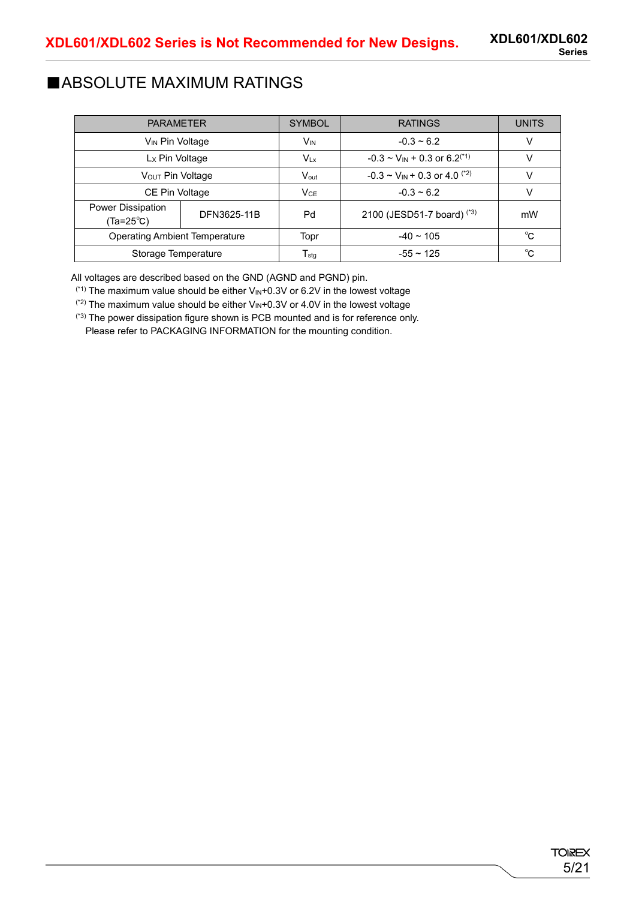## ■ABSOLUTE MAXIMUM RATINGS

| PARAMETER | | SYMBOL | RATINGS | UNITS |
|---|---|---|---|---|
| $V_{IN}$ Pin Voltage | | $V_{IN}$ | -0.3 ~ 6.2 | V |
| $L_X$ Pin Voltage | | $V_{Lx}$ | -0.3 ~ $V_{IN}$ + 0.3 or 6.2(*1) | V |
| $V_{OUT}$ Pin Voltage | | $V_{out}$ | -0.3 ~ $V_{IN}$ + 0.3 or 4.0 (*2) | V |
| CE Pin Voltage | | $V_{CE}$ | -0.3 ~ 6.2 | V |
| Power Dissipation (Ta=25℃) | DFN3625-11B | Pd | 2100 (JESD51-7 board) (*3) | mW |
| Operating Ambient Temperature | | Topr | -40 ~ 105 | ℃ |
| Storage Temperature | | $T_{stg}$ | -55 ~ 125 | ℃ |

All voltages are described based on the GND (AGND and PGND) pin.

(*1) The maximum value should be either $V_{IN}$+0.3V or 6.2V in the lowest voltage

(*2) The maximum value should be either $V_{IN}$+0.3V or 4.0V in the lowest voltage

(*3) The power dissipation figure shown is PCB mounted and is for reference only.
Please refer to PACKAGING INFORMATION for the mounting condition.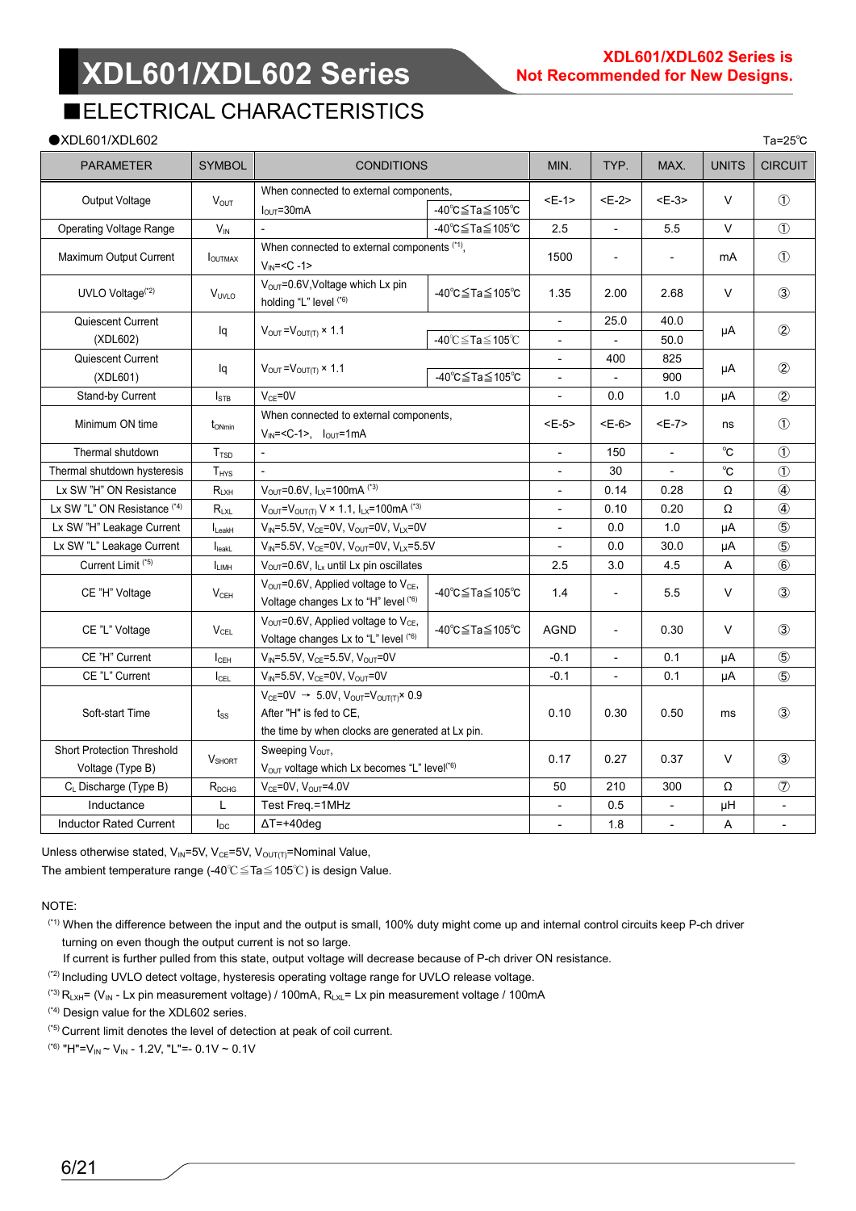**XDL601/XDL602 Series is Not Recommended for New Designs.**

## ■ELECTRICAL CHARACTERISTICS

●XDL601/XDL602 Ta=25℃

| PARAMETER | SYMBOL | CONDITIONS | | MIN. | TYP. | MAX. | UNITS | CIRCUIT |
|---|---|---|---|---|---|---|---|---|
| Output Voltage | $V_{OUT}$ | When connected to external components, $I_{OUT}$=30mA | -40℃≦Ta≦105℃ | <E-1> | <E-2> | <E-3> | V | ① |
| Operating Voltage Range | $V_{IN}$ | - | -40℃≦Ta≦105℃ | 2.5 | - | 5.5 | V | ① |
| Maximum Output Current | $I_{OUTMAX}$ | When connected to external components (*1), $V_{IN}$=<C -1> | | 1500 | - | - | mA | ① |
| UVLO Voltage(*2) | $V_{UVLO}$ | $V_{OUT}$=0.6V,Voltage which Lx pin holding "L" level (*6) | -40℃≦Ta≦105℃ | 1.35 | 2.00 | 2.68 | V | ③ |
| Quiescent Current (XDL602) | Iq | $V_{OUT}=V_{OUT(T)}$ × 1.1 | | - | 25.0 | 40.0 | μA | ② |
| | | | -40℃≦Ta≦105℃ | - | - | 50.0 | | |
| Quiescent Current (XDL601) | Iq | $V_{OUT}=V_{OUT(T)}$ × 1.1 | | - | 400 | 825 | μA | ② |
| | | | -40℃≦Ta≦105℃ | - | - | 900 | | |
| Stand-by Current | $I_{STB}$ | $V_{CE}$=0V | | - | 0.0 | 1.0 | μA | ② |
| Minimum ON time | $t_{ONmin}$ | When connected to external components, $V_{IN}$=<C-1>, $I_{OUT}$=1mA | | <E-5> | <E-6> | <E-7> | ns | ① |
| Thermal shutdown | $T_{TSD}$ | - | | - | 150 | - | ℃ | ① |
| Thermal shutdown hysteresis | $T_{HYS}$ | - | | - | 30 | - | ℃ | ① |
| Lx SW "H" ON Resistance | $R_{LXH}$ | $V_{OUT}$=0.6V, $I_{LX}$=100mA (*3) | | - | 0.14 | 0.28 | Ω | ④ |
| Lx SW "L" ON Resistance (*4) | $R_{LXL}$ | $V_{OUT}=V_{OUT(T)}$ V × 1.1, $I_{LX}$=100mA (*3) | | - | 0.10 | 0.20 | Ω | ④ |
| Lx SW "H" Leakage Current | $I_{LeakH}$ | $V_{IN}$=5.5V, $V_{CE}$=0V, $V_{OUT}$=0V, $V_{LX}$=0V | | - | 0.0 | 1.0 | μA | ⑤ |
| Lx SW "L" Leakage Current | $I_{leakL}$ | $V_{IN}$=5.5V, $V_{CE}$=0V, $V_{OUT}$=0V, $V_{LX}$=5.5V | | - | 0.0 | 30.0 | μA | ⑤ |
| Current Limit (*5) | $I_{LIMH}$ | $V_{OUT}$=0.6V, $I_{Lx}$ until Lx pin oscillates | | 2.5 | 3.0 | 4.5 | A | ⑥ |
| CE "H" Voltage | $V_{CEH}$ | $V_{OUT}$=0.6V, Applied voltage to $V_{CE}$, Voltage changes Lx to "H" level (*6) | -40℃≦Ta≦105℃ | 1.4 | - | 5.5 | V | ③ |
| CE "L" Voltage | $V_{CEL}$ | $V_{OUT}$=0.6V, Applied voltage to $V_{CE}$, Voltage changes Lx to "L" level (*6) | -40℃≦Ta≦105℃ | AGND | - | 0.30 | V | ③ |
| CE "H" Current | $I_{CEH}$ | $V_{IN}$=5.5V, $V_{CE}$=5.5V, $V_{OUT}$=0V | | -0.1 | - | 0.1 | μA | ⑤ |
| CE "L" Current | $I_{CEL}$ | $V_{IN}$=5.5V, $V_{CE}$=0V, $V_{OUT}$=0V | | -0.1 | - | 0.1 | μA | ⑤ |
| Soft-start Time | $t_{SS}$ | $V_{CE}$=0V → 5.0V, $V_{OUT}=V_{OUT(T)}$× 0.9 After "H" is fed to CE, the time by when clocks are generated at Lx pin. | | 0.10 | 0.30 | 0.50 | ms | ③ |
| Short Protection Threshold Voltage (Type B) | $V_{SHORT}$ | Sweeping $V_{OUT}$, $V_{OUT}$ voltage which Lx becomes "L" level(*6) | | 0.17 | 0.27 | 0.37 | V | ③ |
| $C_L$ Discharge (Type B) | $R_{DCHG}$ | $V_{CE}$=0V, $V_{OUT}$=4.0V | | 50 | 210 | 300 | Ω | ⑦ |
| Inductance | L | Test Freq.=1MHz | | - | 0.5 | - | μH | - |
| Inductor Rated Current | $I_{DC}$ | ΔT=+40deg | | - | 1.8 | - | A | - |

Unless otherwise stated, $V_{IN}$=5V, $V_{CE}$=5V, $V_{OUT(T)}$=Nominal Value,
The ambient temperature range (-40℃≦Ta≦105℃) is design Value.

NOTE:

(*1) When the difference between the input and the output is small, 100% duty might come up and internal control circuits keep P-ch driver turning on even though the output current is not so large.
If current is further pulled from this state, output voltage will decrease because of P-ch driver ON resistance.

(*2) Including UVLO detect voltage, hysteresis operating voltage range for UVLO release voltage.

(*3) $R_{LXH}$= ($V_{IN}$ - Lx pin measurement voltage) / 100mA, $R_{LXL}$= Lx pin measurement voltage / 100mA

(*4) Design value for the XDL602 series.

(*5) Current limit denotes the level of detection at peak of coil current.

(*6) "H"=$V_{IN}$ ~ $V_{IN}$ - 1.2V, "L"=- 0.1V ~ 0.1V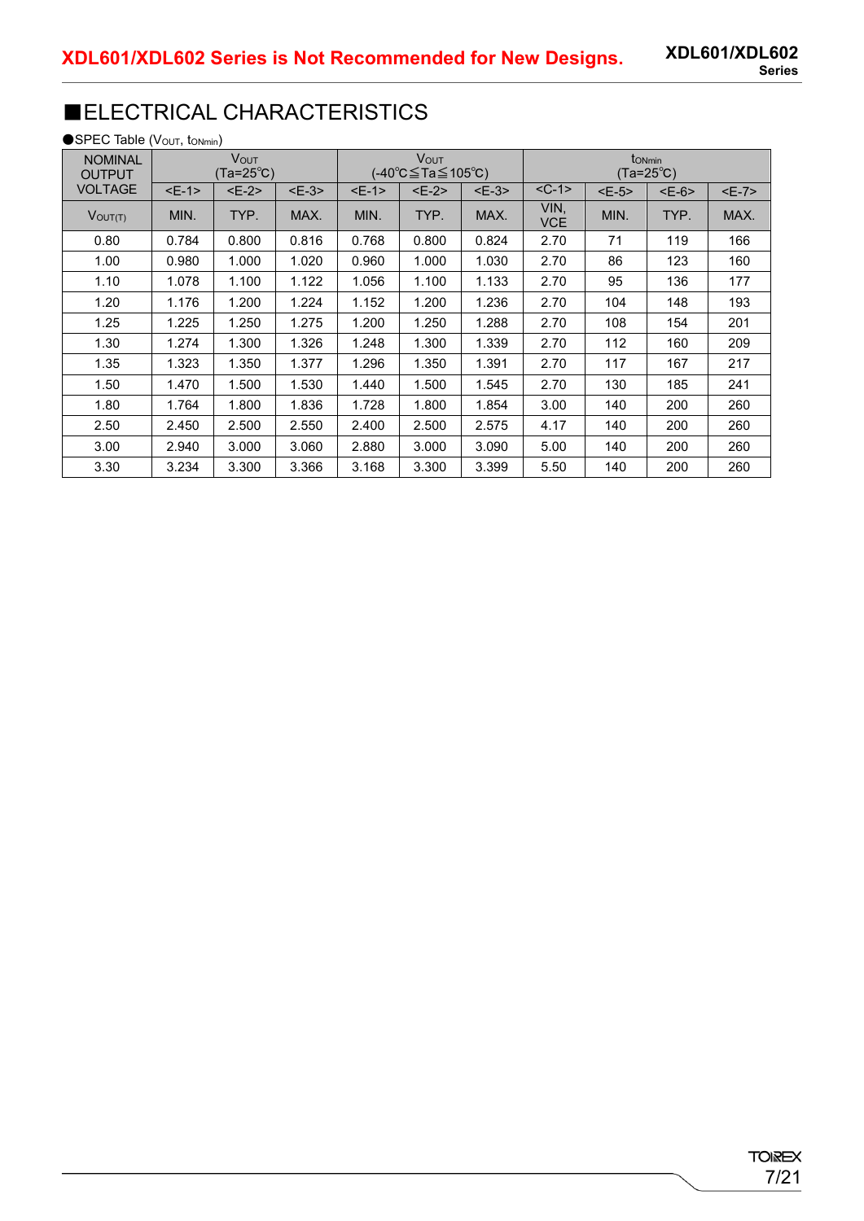XDL601/XDL602 Series is Not Recommended for New Designs.

## ■ELECTRICAL CHARACTERISTICS

●SPEC Table ($V_{OUT}$, $t_{ONmin}$)

| NOMINAL OUTPUT VOLTAGE | $V_{OUT}$ (Ta=25℃) | | | $V_{OUT}$ (-40℃≦Ta≦105℃) | | | $t_{ONmin}$ (Ta=25℃) | | | |
|---|---|---|---|---|---|---|---|---|---|---|
| | <E-1> | <E-2> | <E-3> | <E-1> | <E-2> | <E-3> | <C-1> | <E-5> | <E-6> | <E-7> |
| $V_{OUT(T)}$ | MIN. | TYP. | MAX. | MIN. | TYP. | MAX. | VIN, VCE | MIN. | TYP. | MAX. |
| 0.80 | 0.784 | 0.800 | 0.816 | 0.768 | 0.800 | 0.824 | 2.70 | 71 | 119 | 166 |
| 1.00 | 0.980 | 1.000 | 1.020 | 0.960 | 1.000 | 1.030 | 2.70 | 86 | 123 | 160 |
| 1.10 | 1.078 | 1.100 | 1.122 | 1.056 | 1.100 | 1.133 | 2.70 | 95 | 136 | 177 |
| 1.20 | 1.176 | 1.200 | 1.224 | 1.152 | 1.200 | 1.236 | 2.70 | 104 | 148 | 193 |
| 1.25 | 1.225 | 1.250 | 1.275 | 1.200 | 1.250 | 1.288 | 2.70 | 108 | 154 | 201 |
| 1.30 | 1.274 | 1.300 | 1.326 | 1.248 | 1.300 | 1.339 | 2.70 | 112 | 160 | 209 |
| 1.35 | 1.323 | 1.350 | 1.377 | 1.296 | 1.350 | 1.391 | 2.70 | 117 | 167 | 217 |
| 1.50 | 1.470 | 1.500 | 1.530 | 1.440 | 1.500 | 1.545 | 2.70 | 130 | 185 | 241 |
| 1.80 | 1.764 | 1.800 | 1.836 | 1.728 | 1.800 | 1.854 | 3.00 | 140 | 200 | 260 |
| 2.50 | 2.450 | 2.500 | 2.550 | 2.400 | 2.500 | 2.575 | 4.17 | 140 | 200 | 260 |
| 3.00 | 2.940 | 3.000 | 3.060 | 2.880 | 3.000 | 3.090 | 5.00 | 140 | 200 | 260 |
| 3.30 | 3.234 | 3.300 | 3.366 | 3.168 | 3.300 | 3.399 | 5.50 | 140 | 200 | 260 |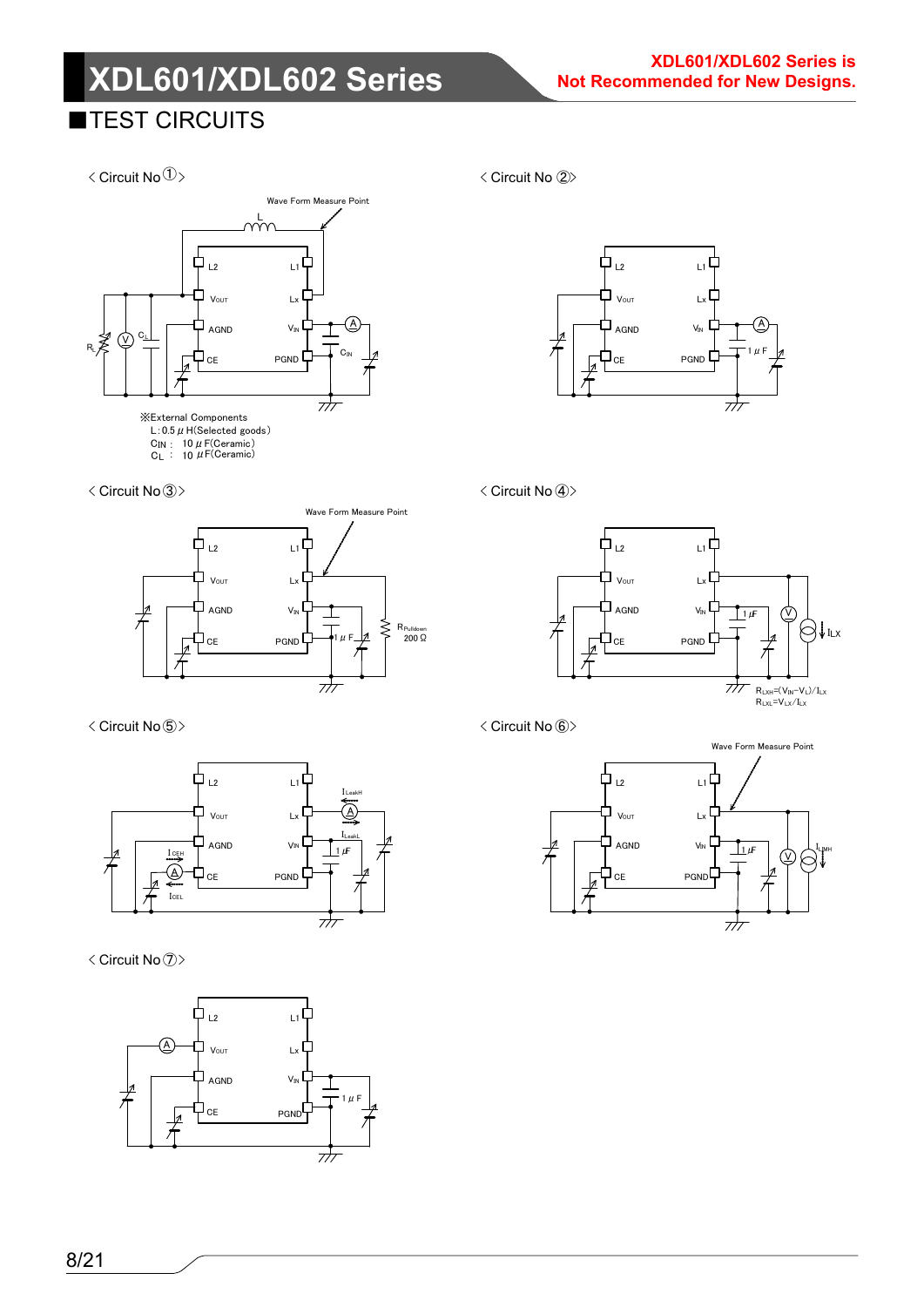## ■TEST CIRCUITS

< Circuit No ① >

Wave Form Measure Point

L

L2 L1

$V_{OUT}$ Lx

AGND $V_{IN}$

CE PGND

$R_L$ V $C_L$ A $C_{IN}$

※External Components
L : 0.5 μH(Selected goods)
$C_{IN}$ : 10 μF(Ceramic)
$C_L$ : 10 μF(Ceramic)

< Circuit No ② >

L2 L1

$V_{OUT}$ Lx

AGND $V_{IN}$

CE PGND

A 1 μF

< Circuit No ③ >

Wave Form Measure Point

L2 L1

$V_{OUT}$ Lx

AGND $V_{IN}$

CE PGND

1 μF $R_{Pulldown}$ 200 Ω

< Circuit No ④ >

L2 L1

$V_{OUT}$ Lx

AGND $V_{IN}$

CE PGND

1 μF V $I_{LX}$

$R_{LXH}=(V_{IN}-V_L)/I_{LX}$
$R_{LXL}=V_{LX}/I_{LX}$

< Circuit No ⑤ >

L2 L1

$V_{OUT}$ Lx

AGND $V_{IN}$

CE PGND

$I_{LeakH}$ A $I_{LeakL}$

$I_{CEH}$ A $I_{CEL}$

1 μF

< Circuit No ⑥ >

Wave Form Measure Point

L2 L1

$V_{OUT}$ Lx

AGND $V_{IN}$

CE PGND

1 μF V $I_{LIMH}$

< Circuit No ⑦ >

L2 L1

A $V_{OUT}$ Lx

AGND $V_{IN}$

CE PGND

1 μF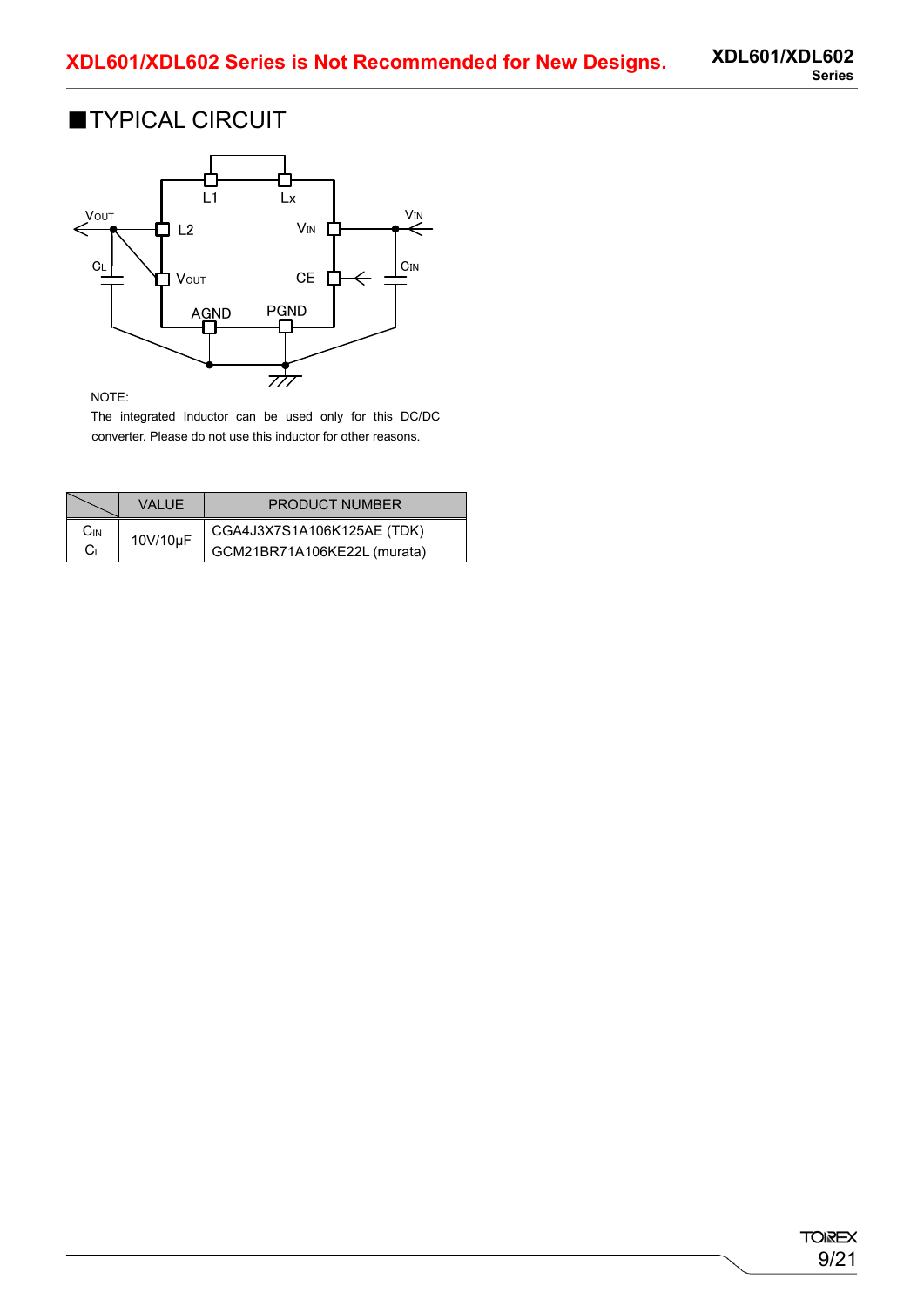## ■TYPICAL CIRCUIT

NOTE:

The integrated Inductor can be used only for this DC/DC converter. Please do not use this inductor for other reasons.

| | VALUE | PRODUCT NUMBER |
|---|---|---|
| $C_{IN}$<br>$C_L$ | 10V/10μF | CGA4J3X7S1A106K125AE (TDK) |
| | | GCM21BR71A106KE22L (murata) |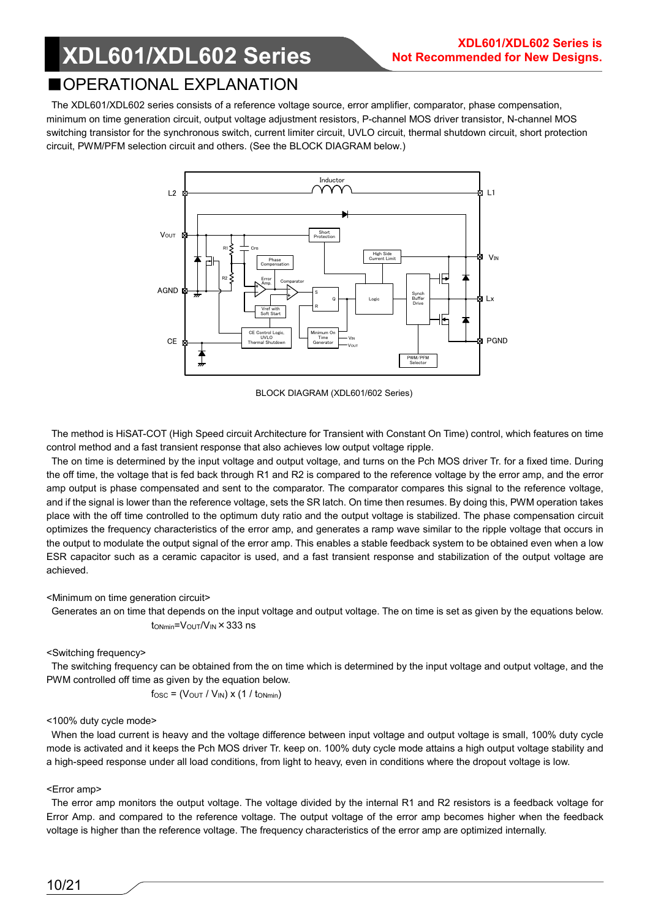## ■OPERATIONAL EXPLANATION

The XDL601/XDL602 series consists of a reference voltage source, error amplifier, comparator, phase compensation, minimum on time generation circuit, output voltage adjustment resistors, P-channel MOS driver transistor, N-channel MOS switching transistor for the synchronous switch, current limiter circuit, UVLO circuit, thermal shutdown circuit, short protection circuit, PWM/PFM selection circuit and others. (See the BLOCK DIAGRAM below.)

BLOCK DIAGRAM (XDL601/602 Series)

The method is HiSAT-COT (High Speed circuit Architecture for Transient with Constant On Time) control, which features on time control method and a fast transient response that also achieves low output voltage ripple.

The on time is determined by the input voltage and output voltage, and turns on the Pch MOS driver Tr. for a fixed time. During the off time, the voltage that is fed back through R1 and R2 is compared to the reference voltage by the error amp, and the error amp output is phase compensated and sent to the comparator. The comparator compares this signal to the reference voltage, and if the signal is lower than the reference voltage, sets the SR latch. On time then resumes. By doing this, PWM operation takes place with the off time controlled to the optimum duty ratio and the output voltage is stabilized. The phase compensation circuit optimizes the frequency characteristics of the error amp, and generates a ramp wave similar to the ripple voltage that occurs in the output to modulate the output signal of the error amp. This enables a stable feedback system to be obtained even when a low ESR capacitor such as a ceramic capacitor is used, and a fast transient response and stabilization of the output voltage are achieved.

<Minimum on time generation circuit>

Generates an on time that depends on the input voltage and output voltage. The on time is set as given by the equations below.

$$t_{ONmin} = V_{OUT}/V_{IN} \times 333\ \text{ns}$$

<Switching frequency>

The switching frequency can be obtained from the on time which is determined by the input voltage and output voltage, and the PWM controlled off time as given by the equation below.

$$f_{OSC} = (V_{OUT} / V_{IN}) \times (1 / t_{ONmin})$$

<100% duty cycle mode>

When the load current is heavy and the voltage difference between input voltage and output voltage is small, 100% duty cycle mode is activated and it keeps the Pch MOS driver Tr. keep on. 100% duty cycle mode attains a high output voltage stability and a high-speed response under all load conditions, from light to heavy, even in conditions where the dropout voltage is low.

<Error amp>

The error amp monitors the output voltage. The voltage divided by the internal R1 and R2 resistors is a feedback voltage for Error Amp. and compared to the reference voltage. The output voltage of the error amp becomes higher when the feedback voltage is higher than the reference voltage. The frequency characteristics of the error amp are optimized internally.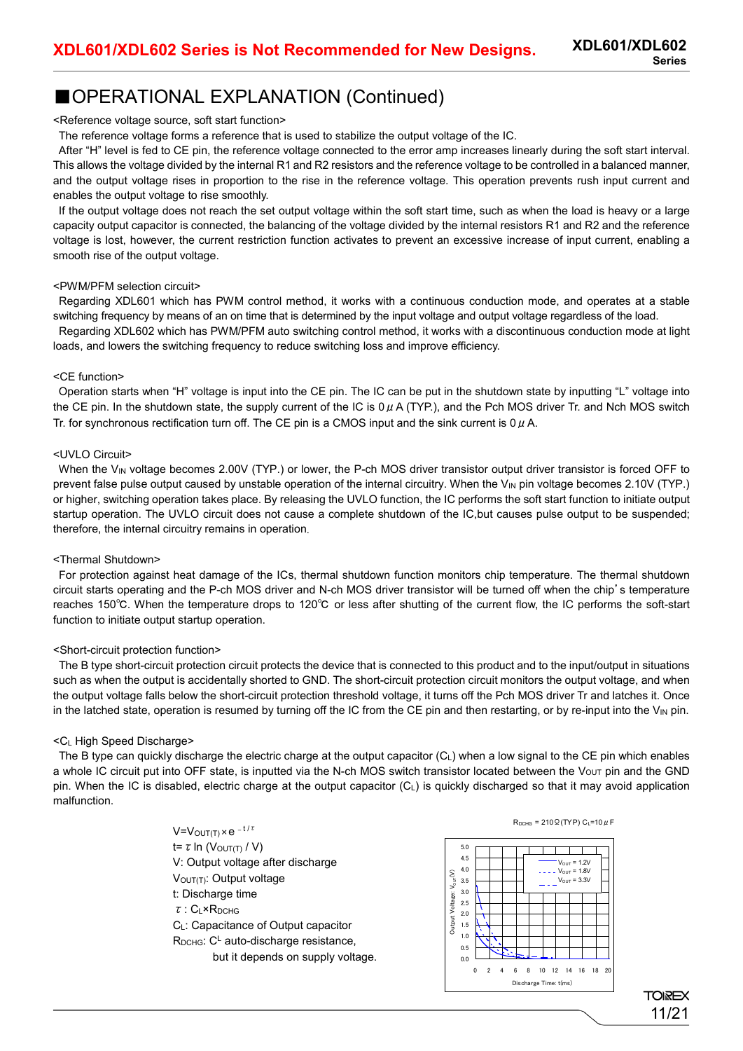# ■OPERATIONAL EXPLANATION (Continued)

<Reference voltage source, soft start function>

The reference voltage forms a reference that is used to stabilize the output voltage of the IC.

After "H" level is fed to CE pin, the reference voltage connected to the error amp increases linearly during the soft start interval. This allows the voltage divided by the internal R1 and R2 resistors and the reference voltage to be controlled in a balanced manner, and the output voltage rises in proportion to the rise in the reference voltage. This operation prevents rush input current and enables the output voltage to rise smoothly.

If the output voltage does not reach the set output voltage within the soft start time, such as when the load is heavy or a large capacity output capacitor is connected, the balancing of the voltage divided by the internal resistors R1 and R2 and the reference voltage is lost, however, the current restriction function activates to prevent an excessive increase of input current, enabling a smooth rise of the output voltage.

<PWM/PFM selection circuit>

Regarding XDL601 which has PWM control method, it works with a continuous conduction mode, and operates at a stable switching frequency by means of an on time that is determined by the input voltage and output voltage regardless of the load.

Regarding XDL602 which has PWM/PFM auto switching control method, it works with a discontinuous conduction mode at light loads, and lowers the switching frequency to reduce switching loss and improve efficiency.

<CE function>

Operation starts when "H" voltage is input into the CE pin. The IC can be put in the shutdown state by inputting "L" voltage into the CE pin. In the shutdown state, the supply current of the IC is 0$\mu$A (TYP.), and the Pch MOS driver Tr. and Nch MOS switch Tr. for synchronous rectification turn off. The CE pin is a CMOS input and the sink current is 0$\mu$A.

<UVLO Circuit>

When the $V_{IN}$ voltage becomes 2.00V (TYP.) or lower, the P-ch MOS driver transistor output driver transistor is forced OFF to prevent false pulse output caused by unstable operation of the internal circuitry. When the $V_{IN}$ pin voltage becomes 2.10V (TYP.) or higher, switching operation takes place. By releasing the UVLO function, the IC performs the soft start function to initiate output startup operation. The UVLO circuit does not cause a complete shutdown of the IC,but causes pulse output to be suspended; therefore, the internal circuitry remains in operation.

<Thermal Shutdown>

For protection against heat damage of the ICs, thermal shutdown function monitors chip temperature. The thermal shutdown circuit starts operating and the P-ch MOS driver and N-ch MOS driver transistor will be turned off when the chip's temperature reaches 150℃. When the temperature drops to 120℃ or less after shutting of the current flow, the IC performs the soft-start function to initiate output startup operation.

<Short-circuit protection function>

The B type short-circuit protection circuit protects the device that is connected to this product and to the input/output in situations such as when the output is accidentally shorted to GND. The short-circuit protection circuit monitors the output voltage, and when the output voltage falls below the short-circuit protection threshold voltage, it turns off the Pch MOS driver Tr and latches it. Once in the latched state, operation is resumed by turning off the IC from the CE pin and then restarting, or by re-input into the $V_{IN}$ pin.

<$C_L$ High Speed Discharge>

The B type can quickly discharge the electric charge at the output capacitor ($C_L$) when a low signal to the CE pin which enables a whole IC circuit put into OFF state, is inputted via the N-ch MOS switch transistor located between the $V_{OUT}$ pin and the GND pin. When the IC is disabled, electric charge at the output capacitor ($C_L$) is quickly discharged so that it may avoid application malfunction.

$V = V_{OUT(T)} \times e^{-t/\tau}$

$t = \tau \ln (V_{OUT(T)} / V)$

V: Output voltage after discharge

$V_{OUT(T)}$: Output voltage

t: Discharge time

$\tau$ : $C_L \times R_{DCHG}$

$C_L$: Capacitance of Output capacitor

$R_{DCHG}$: $C^L$ auto-discharge resistance, but it depends on supply voltage.

$R_{DCHG}$ = 210Ω(TYP) $C_L$=10$\mu$F

(Graph: Output Voltage $V_{OUT}$(V) vs Discharge Time: t(ms), curves for $V_{OUT}$ = 1.2V, 1.8V, 3.3V)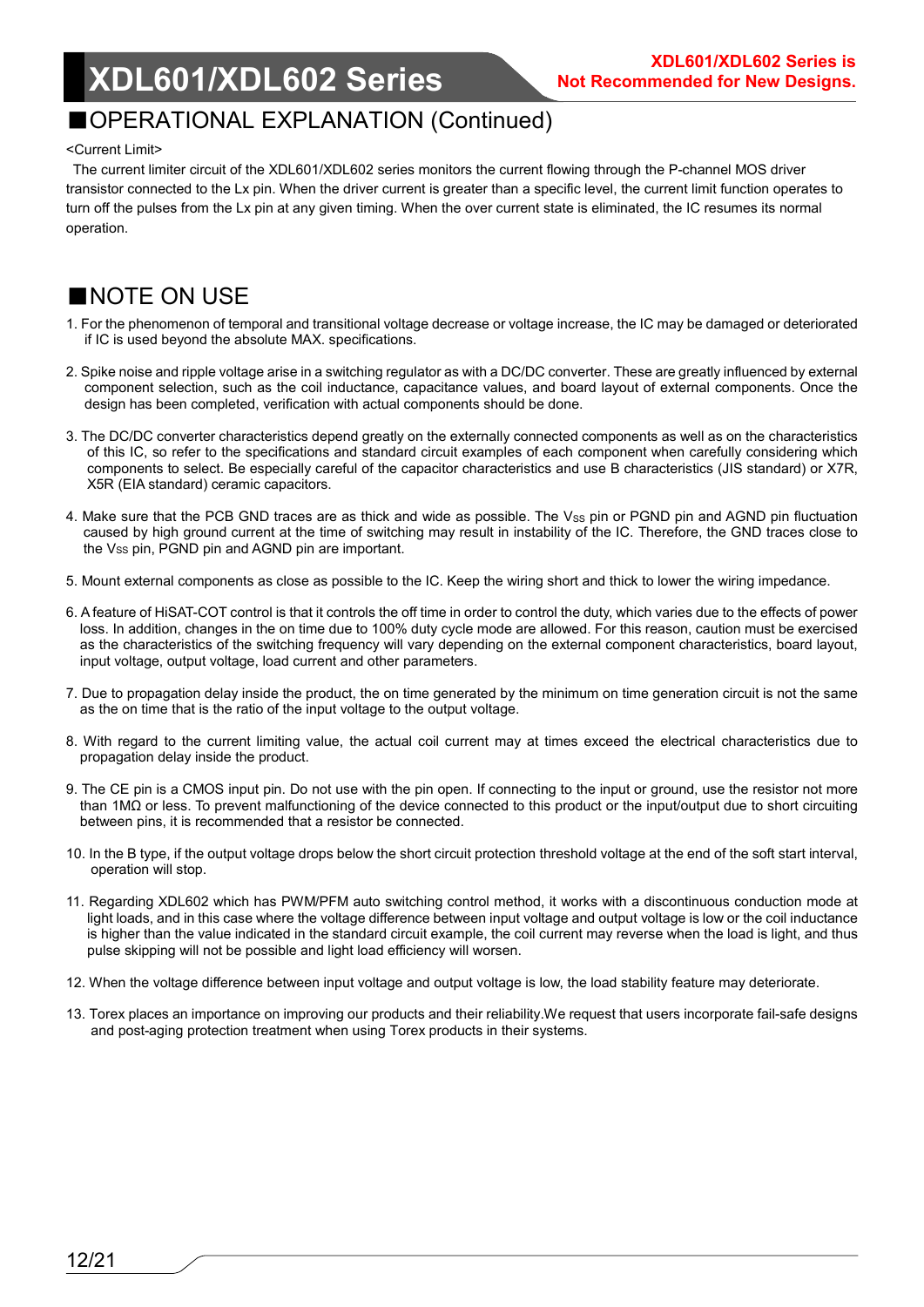## ■OPERATIONAL EXPLANATION (Continued)

<Current Limit>

The current limiter circuit of the XDL601/XDL602 series monitors the current flowing through the P-channel MOS driver transistor connected to the Lx pin. When the driver current is greater than a specific level, the current limit function operates to turn off the pulses from the Lx pin at any given timing. When the over current state is eliminated, the IC resumes its normal operation.

## ■NOTE ON USE

1. For the phenomenon of temporal and transitional voltage decrease or voltage increase, the IC may be damaged or deteriorated if IC is used beyond the absolute MAX. specifications.

2. Spike noise and ripple voltage arise in a switching regulator as with a DC/DC converter. These are greatly influenced by external component selection, such as the coil inductance, capacitance values, and board layout of external components. Once the design has been completed, verification with actual components should be done.

3. The DC/DC converter characteristics depend greatly on the externally connected components as well as on the characteristics of this IC, so refer to the specifications and standard circuit examples of each component when carefully considering which components to select. Be especially careful of the capacitor characteristics and use B characteristics (JIS standard) or X7R, X5R (EIA standard) ceramic capacitors.

4. Make sure that the PCB GND traces are as thick and wide as possible. The $V_{SS}$ pin or PGND pin and AGND pin fluctuation caused by high ground current at the time of switching may result in instability of the IC. Therefore, the GND traces close to the $V_{SS}$ pin, PGND pin and AGND pin are important.

5. Mount external components as close as possible to the IC. Keep the wiring short and thick to lower the wiring impedance.

6. A feature of HiSAT-COT control is that it controls the off time in order to control the duty, which varies due to the effects of power loss. In addition, changes in the on time due to 100% duty cycle mode are allowed. For this reason, caution must be exercised as the characteristics of the switching frequency will vary depending on the external component characteristics, board layout, input voltage, output voltage, load current and other parameters.

7. Due to propagation delay inside the product, the on time generated by the minimum on time generation circuit is not the same as the on time that is the ratio of the input voltage to the output voltage.

8. With regard to the current limiting value, the actual coil current may at times exceed the electrical characteristics due to propagation delay inside the product.

9. The CE pin is a CMOS input pin. Do not use with the pin open. If connecting to the input or ground, use the resistor not more than 1MΩ or less. To prevent malfunctioning of the device connected to this product or the input/output due to short circuiting between pins, it is recommended that a resistor be connected.

10. In the B type, if the output voltage drops below the short circuit protection threshold voltage at the end of the soft start interval, operation will stop.

11. Regarding XDL602 which has PWM/PFM auto switching control method, it works with a discontinuous conduction mode at light loads, and in this case where the voltage difference between input voltage and output voltage is low or the coil inductance is higher than the value indicated in the standard circuit example, the coil current may reverse when the load is light, and thus pulse skipping will not be possible and light load efficiency will worsen.

12. When the voltage difference between input voltage and output voltage is low, the load stability feature may deteriorate.

13. Torex places an importance on improving our products and their reliability.We request that users incorporate fail-safe designs and post-aging protection treatment when using Torex products in their systems.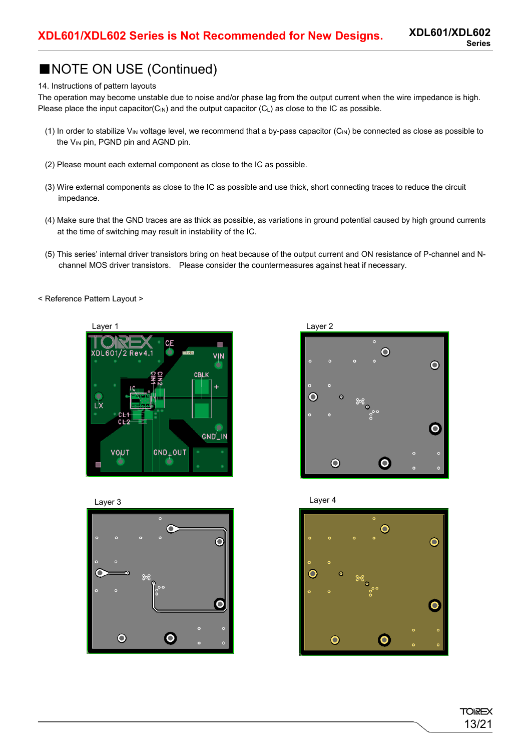## ■NOTE ON USE (Continued)

14. Instructions of pattern layouts

The operation may become unstable due to noise and/or phase lag from the output current when the wire impedance is high. Please place the input capacitor($C_{IN}$) and the output capacitor ($C_L$) as close to the IC as possible.

(1) In order to stabilize $V_{IN}$ voltage level, we recommend that a by-pass capacitor ($C_{IN}$) be connected as close as possible to the $V_{IN}$ pin, PGND pin and AGND pin.

(2) Please mount each external component as close to the IC as possible.

(3) Wire external components as close to the IC as possible and use thick, short connecting traces to reduce the circuit impedance.

(4) Make sure that the GND traces are as thick as possible, as variations in ground potential caused by high ground currents at the time of switching may result in instability of the IC.

(5) This series' internal driver transistors bring on heat because of the output current and ON resistance of P-channel and N-channel MOS driver transistors. Please consider the countermeasures against heat if necessary.

< Reference Pattern Layout >

Layer 1

Layer 2

Layer 3

Layer 4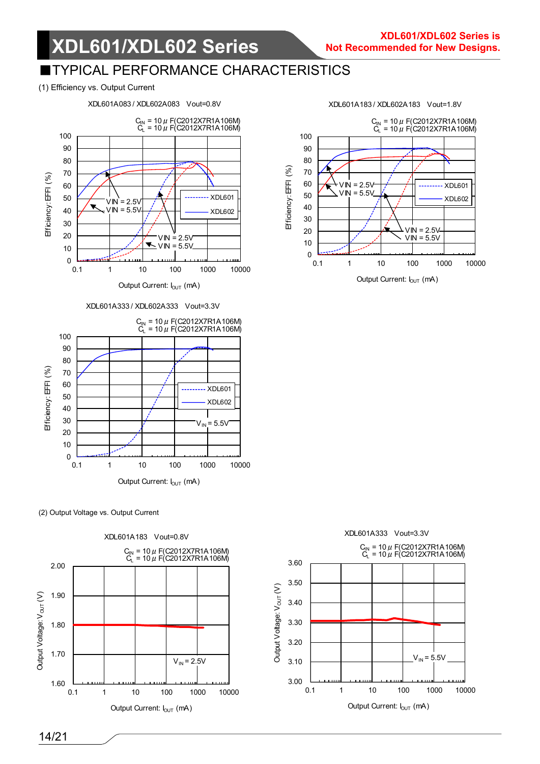XDL601/XDL602 Series is Not Recommended for New Designs.

## ■TYPICAL PERFORMANCE CHARACTERISTICS

(1) Efficiency vs. Output Current

XDL601A083 / XDL602A083 Vout=0.8V

$C_{IN}$ = 10μF(C2012X7R1A106M)
$C_L$ = 10μF(C2012X7R1A106M)

VIN = 2.5V
VIN = 5.5V

XDL601
XDL602

Efficiency: EFFI (%)

Output Current: $I_{OUT}$ (mA)

XDL601A183 / XDL602A183 Vout=1.8V

$C_{IN}$ = 10μF(C2012X7R1A106M)
$C_L$ = 10μF(C2012X7R1A106M)

VIN = 2.5V
VIN = 5.5V

XDL601
XDL602

Efficiency: EFFI (%)

Output Current: $I_{OUT}$ (mA)

XDL601A333 / XDL602A333 Vout=3.3V

$C_{IN}$ = 10μF(C2012X7R1A106M)
$C_L$ = 10μF(C2012X7R1A106M)

XDL601
XDL602

$V_{IN}$ = 5.5V

Efficiency: EFFI (%)

Output Current: $I_{OUT}$ (mA)

(2) Output Voltage vs. Output Current

XDL601A183 Vout=0.8V

$C_{IN}$ = 10μF(C2012X7R1A106M)
$C_L$ = 10μF(C2012X7R1A106M)

$V_{IN}$ = 2.5V

Output Voltage: $V_{OUT}$ (V)

Output Current: $I_{OUT}$ (mA)

XDL601A333 Vout=3.3V

$C_{IN}$ = 10μF(C2012X7R1A106M)
$C_L$ = 10μF(C2012X7R1A106M)

$V_{IN}$ = 5.5V

Output Voltage: $V_{OUT}$ (V)

Output Current: $I_{OUT}$ (mA)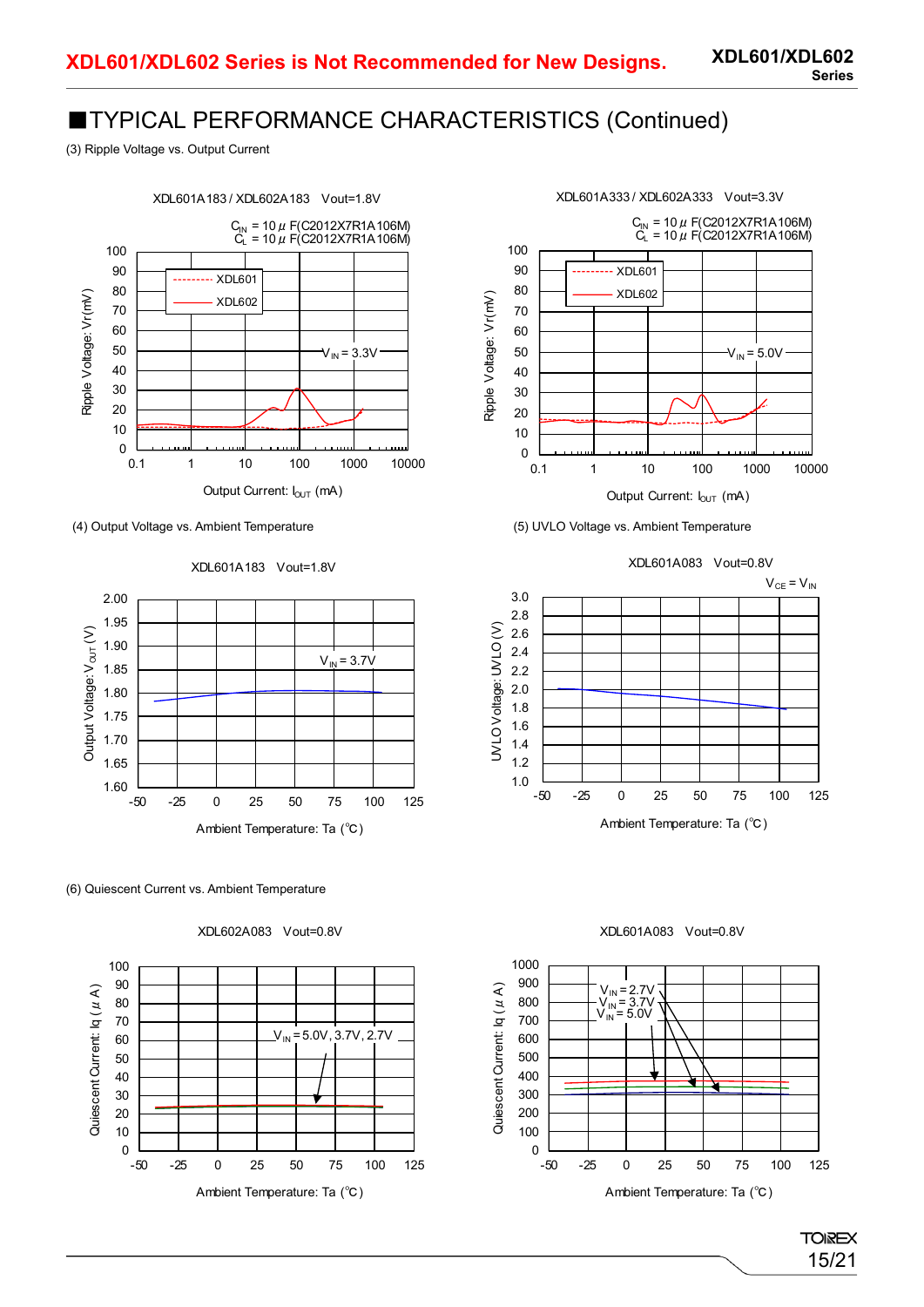**XDL601/XDL602 Series is Not Recommended for New Designs.**

## ■TYPICAL PERFORMANCE CHARACTERISTICS (Continued)

(3) Ripple Voltage vs. Output Current

XDL601A183 / XDL602A183 Vout=1.8V

$C_{IN}$ = 10μF(C2012X7R1A106M)
$C_L$ = 10μF(C2012X7R1A106M)

XDL601A333 / XDL602A333 Vout=3.3V

$C_{IN}$ = 10μF(C2012X7R1A106M)
$C_L$ = 10μF(C2012X7R1A106M)

(4) Output Voltage vs. Ambient Temperature

XDL601A183 Vout=1.8V

(5) UVLO Voltage vs. Ambient Temperature

XDL601A083 Vout=0.8V

(6) Quiescent Current vs. Ambient Temperature

XDL602A083 Vout=0.8V

XDL601A083 Vout=0.8V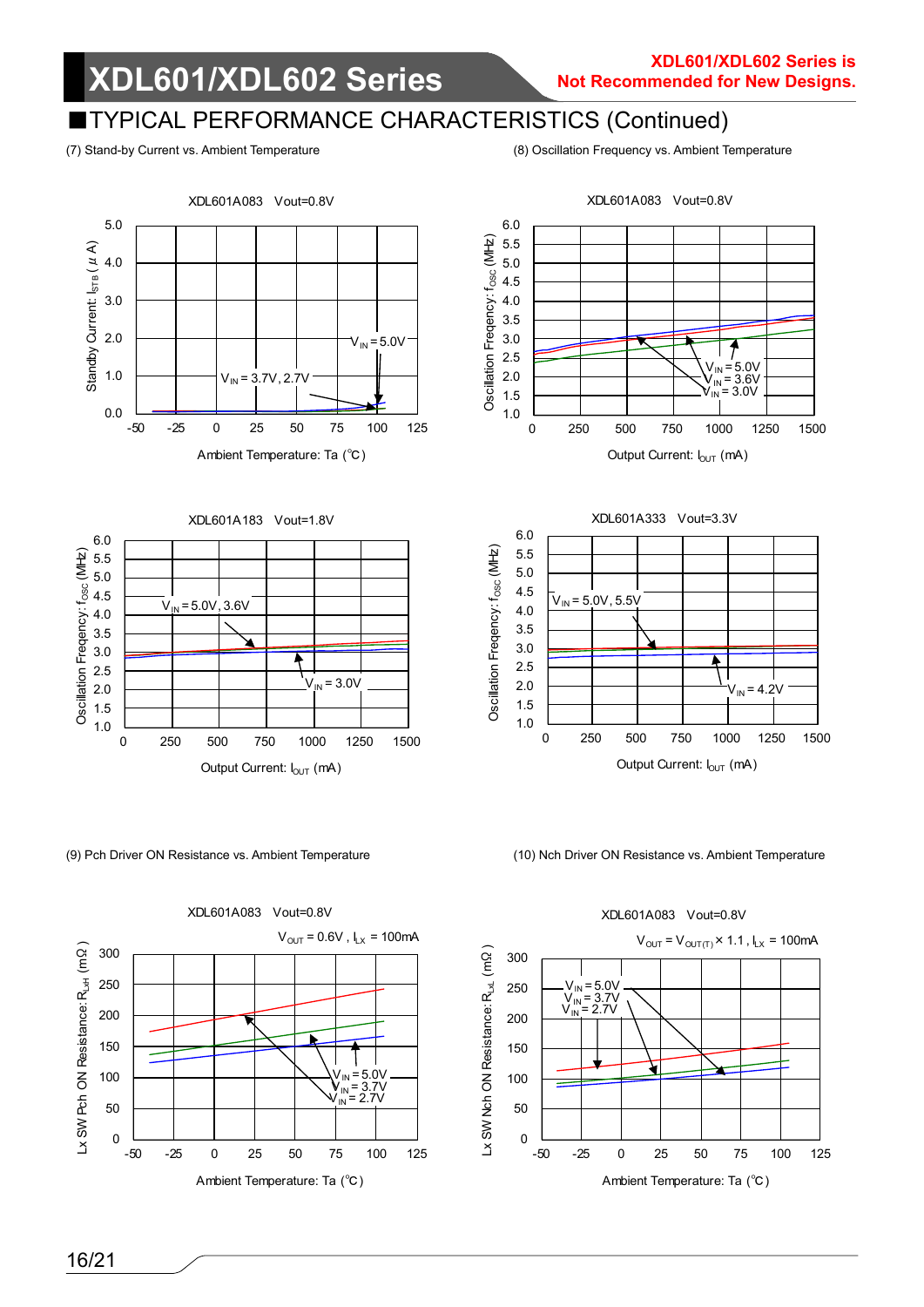XDL601/XDL602 Series is Not Recommended for New Designs.

## ■TYPICAL PERFORMANCE CHARACTERISTICS (Continued)

(7) Stand-by Current vs. Ambient Temperature

XDL601A083 Vout=0.8V

Standby Current: $I_{STB}$ ($\mu$A) vs. Ambient Temperature: Ta (℃)

$V_{IN}$ = 5.0V

$V_{IN}$ = 3.7V, 2.7V

(8) Oscillation Frequency vs. Ambient Temperature

XDL601A083 Vout=0.8V

Oscillation Freqency: $f_{OSC}$ (MHz) vs. Output Current: $I_{OUT}$ (mA)

$V_{IN}$ = 5.0V
$V_{IN}$ = 3.6V
$V_{IN}$ = 3.0V

XDL601A183 Vout=1.8V

Oscillation Freqency: $f_{OSC}$ (MHz) vs. Output Current: $I_{OUT}$ (mA)

$V_{IN}$ = 5.0V, 3.6V

$V_{IN}$ = 3.0V

XDL601A333 Vout=3.3V

Oscillation Freqency: $f_{OSC}$ (MHz) vs. Output Current: $I_{OUT}$ (mA)

$V_{IN}$ = 5.0V, 5.5V

$V_{IN}$ = 4.2V

(9) Pch Driver ON Resistance vs. Ambient Temperature

XDL601A083 Vout=0.8V

$V_{OUT}$ = 0.6V, $I_{LX}$ = 100mA

Lx SW Pch ON Resistance: $R_{LxH}$ (mΩ) vs. Ambient Temperature: Ta (℃)

$V_{IN}$ = 5.0V
$V_{IN}$ = 3.7V
$V_{IN}$ = 2.7V

(10) Nch Driver ON Resistance vs. Ambient Temperature

XDL601A083 Vout=0.8V

$V_{OUT}$ = $V_{OUT(T)}$ × 1.1, $I_{LX}$ = 100mA

Lx SW Nch ON Resistance: $R_{LxL}$ (mΩ) vs. Ambient Temperature: Ta (℃)

$V_{IN}$ = 5.0V
$V_{IN}$ = 3.7V
$V_{IN}$ = 2.7V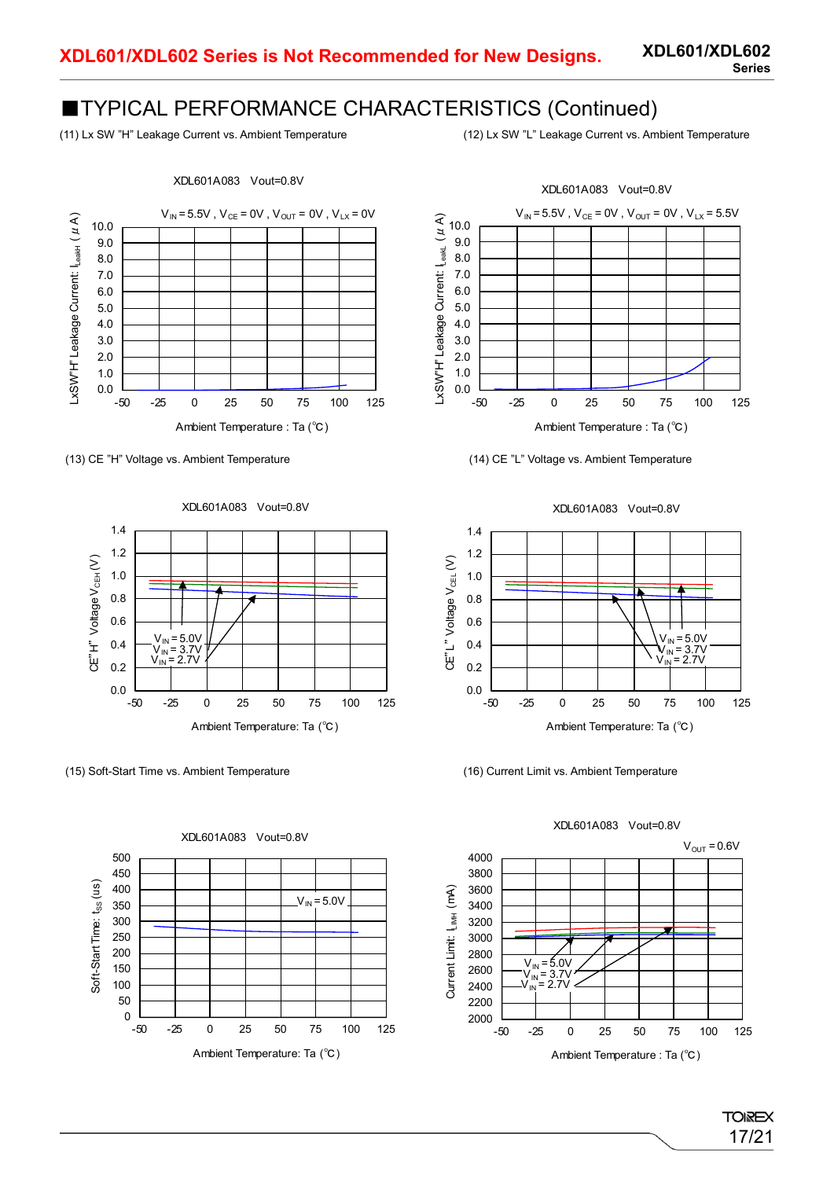## ■TYPICAL PERFORMANCE CHARACTERISTICS (Continued)

(11) Lx SW "H" Leakage Current vs. Ambient Temperature

XDL601A083 Vout=0.8V

$V_{IN}$ = 5.5V , $V_{CE}$ = 0V , $V_{OUT}$ = 0V , $V_{LX}$ = 0V

(12) Lx SW "L" Leakage Current vs. Ambient Temperature

XDL601A083 Vout=0.8V

$V_{IN}$ = 5.5V , $V_{CE}$ = 0V , $V_{OUT}$ = 0V , $V_{LX}$ = 5.5V

(13) CE "H" Voltage vs. Ambient Temperature

XDL601A083 Vout=0.8V

(14) CE "L" Voltage vs. Ambient Temperature

XDL601A083 Vout=0.8V

(15) Soft-Start Time vs. Ambient Temperature

XDL601A083 Vout=0.8V

(16) Current Limit vs. Ambient Temperature

XDL601A083 Vout=0.8V

$V_{OUT}$ = 0.6V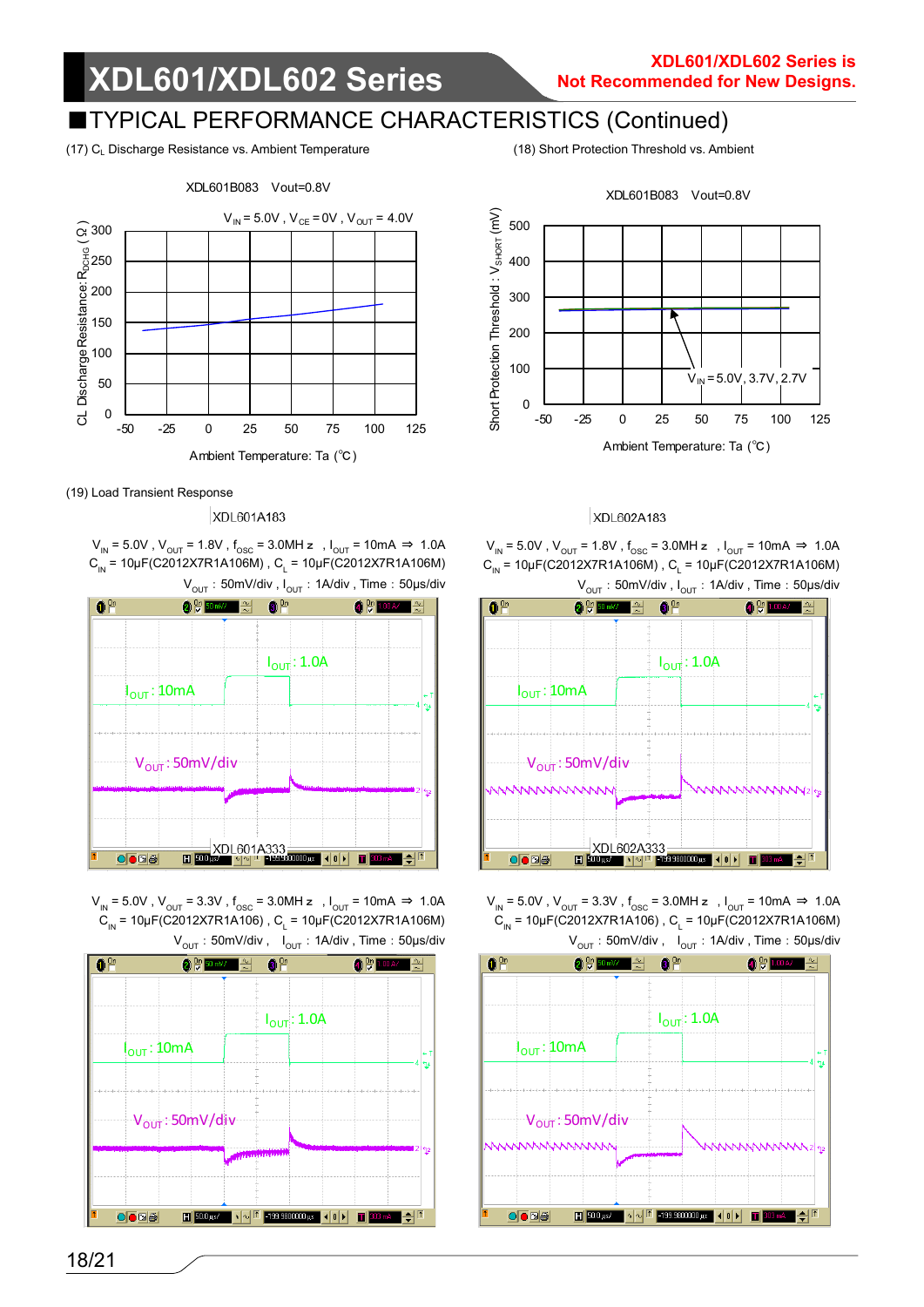XDL601/XDL602 Series is Not Recommended for New Designs.

## ■TYPICAL PERFORMANCE CHARACTERISTICS (Continued)

(17) $C_L$ Discharge Resistance vs. Ambient Temperature

XDL601B083 Vout=0.8V

$V_{IN}$ = 5.0V , $V_{CE}$ = 0V , $V_{OUT}$ = 4.0V

(18) Short Protection Threshold vs. Ambient

XDL601B083 Vout=0.8V

$V_{IN}$ = 5.0V, 3.7V, 2.7V

(19) Load Transient Response

XDL601A183

$V_{IN}$ = 5.0V , $V_{OUT}$ = 1.8V , $f_{OSC}$ = 3.0MHz , $I_{OUT}$ = 10mA ⇒ 1.0A
$C_{IN}$ = 10μF(C2012X7R1A106M) , $C_L$ = 10μF(C2012X7R1A106M)
$V_{OUT}$ : 50mV/div , $I_{OUT}$ : 1A/div , Time : 50μs/div

XDL602A183

$V_{IN}$ = 5.0V , $V_{OUT}$ = 1.8V , $f_{OSC}$ = 3.0MHz , $I_{OUT}$ = 10mA ⇒ 1.0A
$C_{IN}$ = 10μF(C2012X7R1A106M) , $C_L$ = 10μF(C2012X7R1A106M)
$V_{OUT}$ : 50mV/div , $I_{OUT}$ : 1A/div , Time : 50μs/div

XDL601A333

$V_{IN}$ = 5.0V , $V_{OUT}$ = 3.3V , $f_{OSC}$ = 3.0MHz , $I_{OUT}$ = 10mA ⇒ 1.0A
$C_{IN}$ = 10μF(C2012X7R1A106) , $C_L$ = 10μF(C2012X7R1A106M)
$V_{OUT}$ : 50mV/div , $I_{OUT}$ : 1A/div , Time : 50μs/div

XDL602A333

$V_{IN}$ = 5.0V , $V_{OUT}$ = 3.3V , $f_{OSC}$ = 3.0MHz , $I_{OUT}$ = 10mA ⇒ 1.0A
$C_{IN}$ = 10μF(C2012X7R1A106) , $C_L$ = 10μF(C2012X7R1A106M)
$V_{OUT}$ : 50mV/div , $I_{OUT}$ : 1A/div , Time : 50μs/div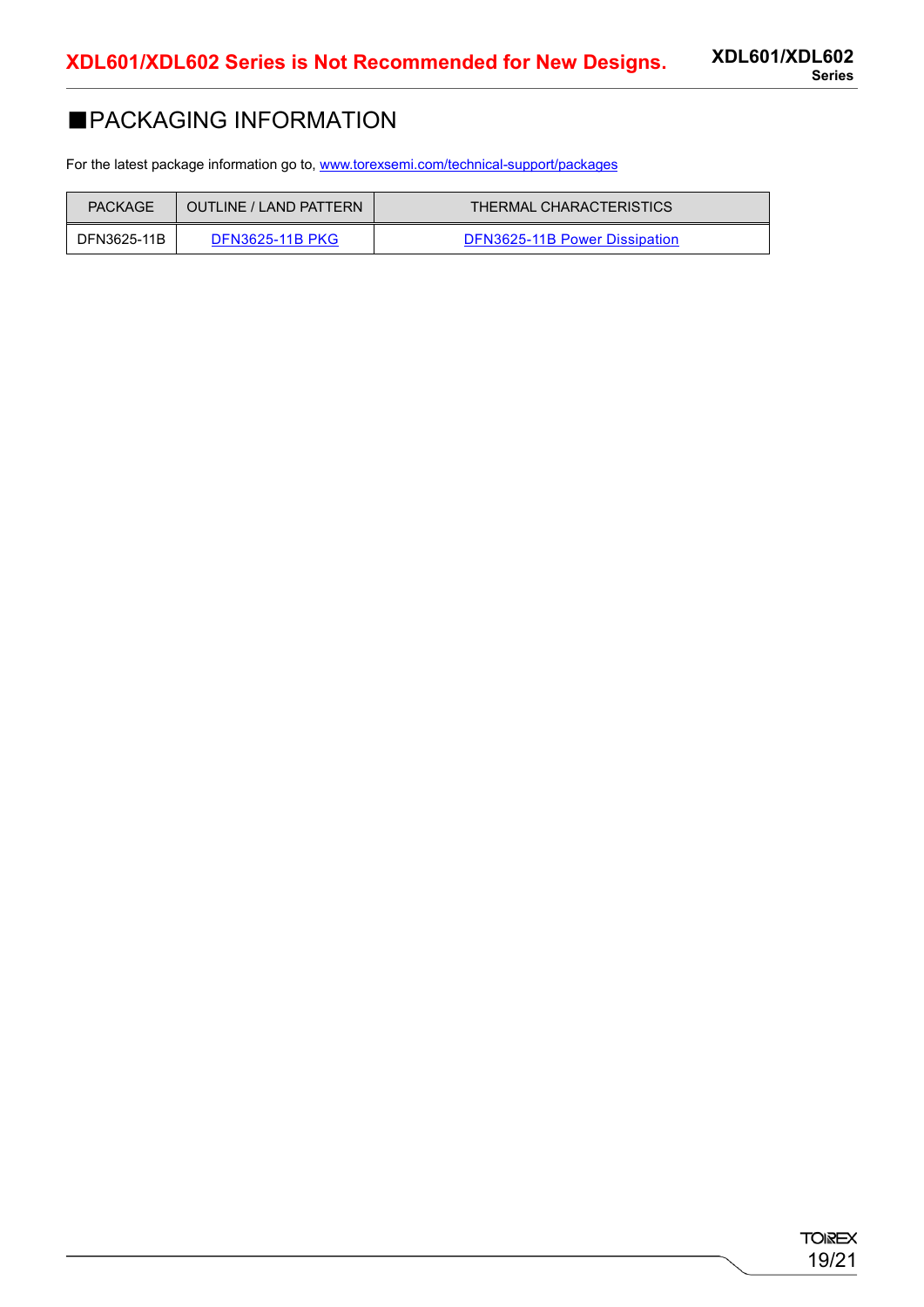## ■PACKAGING INFORMATION

For the latest package information go to, www.torexsemi.com/technical-support/packages

| PACKAGE | OUTLINE / LAND PATTERN | THERMAL CHARACTERISTICS |
|---|---|---|
| DFN3625-11B | DFN3625-11B PKG | DFN3625-11B Power Dissipation |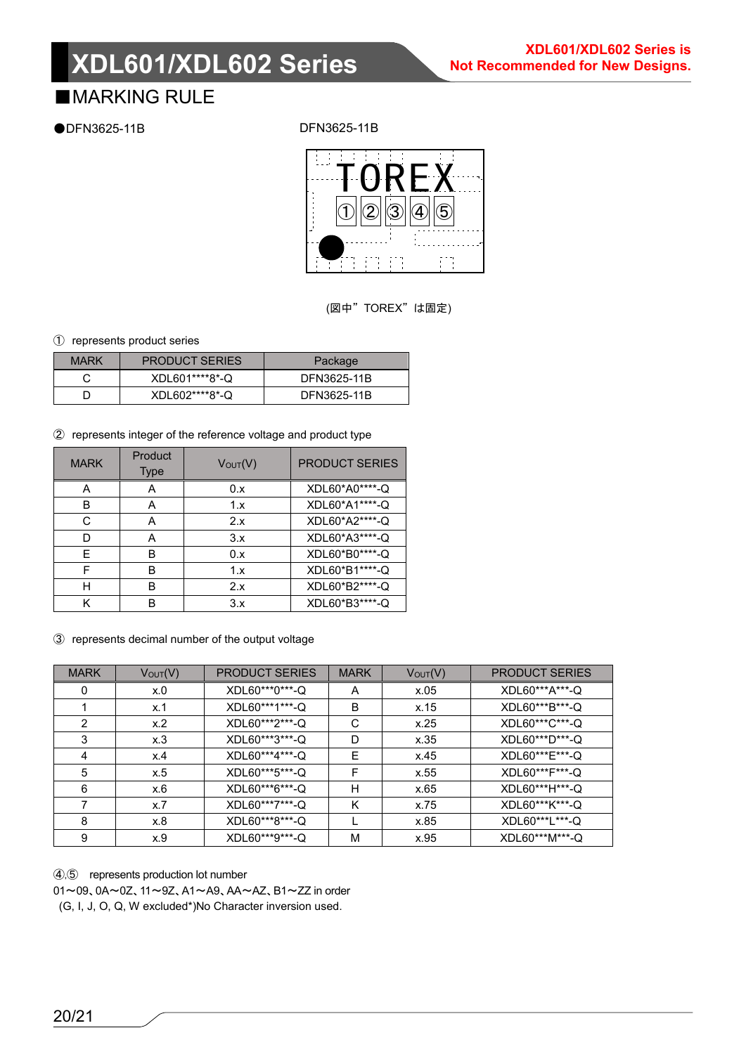## XDL601/XDL602 Series

**XDL601/XDL602 Series is Not Recommended for New Designs.**

### ■MARKING RULE

●DFN3625-11B

DFN3625-11B

TOREX

①②③④⑤

(図中" TOREX" は固定)

① represents product series

| MARK | PRODUCT SERIES | Package |
|---|---|---|
| C | XDL601****8*-Q | DFN3625-11B |
| D | XDL602****8*-Q | DFN3625-11B |

② represents integer of the reference voltage and product type

| MARK | Product Type | $V_{OUT}$(V) | PRODUCT SERIES |
|---|---|---|---|
| A | A | 0.x | XDL60*A0****-Q |
| B | A | 1.x | XDL60*A1****-Q |
| C | A | 2.x | XDL60*A2****-Q |
| D | A | 3.x | XDL60*A3****-Q |
| E | B | 0.x | XDL60*B0****-Q |
| F | B | 1.x | XDL60*B1****-Q |
| H | B | 2.x | XDL60*B2****-Q |
| K | B | 3.x | XDL60*B3****-Q |

③ represents decimal number of the output voltage

| MARK | $V_{OUT}$(V) | PRODUCT SERIES | MARK | $V_{OUT}$(V) | PRODUCT SERIES |
|---|---|---|---|---|---|
| 0 | x.0 | XDL60***0***-Q | A | x.05 | XDL60***A***-Q |
| 1 | x.1 | XDL60***1***-Q | B | x.15 | XDL60***B***-Q |
| 2 | x.2 | XDL60***2***-Q | C | x.25 | XDL60***C***-Q |
| 3 | x.3 | XDL60***3***-Q | D | x.35 | XDL60***D***-Q |
| 4 | x.4 | XDL60***4***-Q | E | x.45 | XDL60***E***-Q |
| 5 | x.5 | XDL60***5***-Q | F | x.55 | XDL60***F***-Q |
| 6 | x.6 | XDL60***6***-Q | H | x.65 | XDL60***H***-Q |
| 7 | x.7 | XDL60***7***-Q | K | x.75 | XDL60***K***-Q |
| 8 | x.8 | XDL60***8***-Q | L | x.85 | XDL60***L***-Q |
| 9 | x.9 | XDL60***9***-Q | M | x.95 | XDL60***M***-Q |

④,⑤ represents production lot number

01～09、0A～0Z、11～9Z、A1～A9、AA～AZ、B1～ZZ in order

(G, I, J, O, Q, W excluded*)No Character inversion used.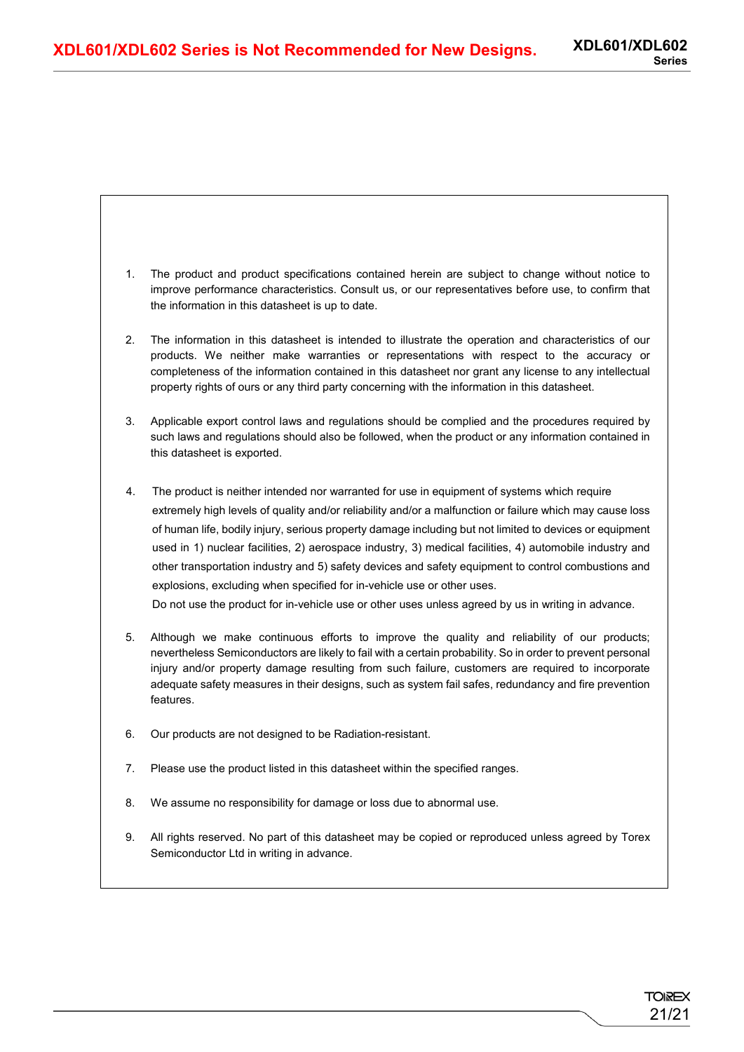1. The product and product specifications contained herein are subject to change without notice to improve performance characteristics. Consult us, or our representatives before use, to confirm that the information in this datasheet is up to date.

2. The information in this datasheet is intended to illustrate the operation and characteristics of our products. We neither make warranties or representations with respect to the accuracy or completeness of the information contained in this datasheet nor grant any license to any intellectual property rights of ours or any third party concerning with the information in this datasheet.

3. Applicable export control laws and regulations should be complied and the procedures required by such laws and regulations should also be followed, when the product or any information contained in this datasheet is exported.

4. The product is neither intended nor warranted for use in equipment of systems which require extremely high levels of quality and/or reliability and/or a malfunction or failure which may cause loss of human life, bodily injury, serious property damage including but not limited to devices or equipment used in 1) nuclear facilities, 2) aerospace industry, 3) medical facilities, 4) automobile industry and other transportation industry and 5) safety devices and safety equipment to control combustions and explosions, excluding when specified for in-vehicle use or other uses.
   Do not use the product for in-vehicle use or other uses unless agreed by us in writing in advance.

5. Although we make continuous efforts to improve the quality and reliability of our products; nevertheless Semiconductors are likely to fail with a certain probability. So in order to prevent personal injury and/or property damage resulting from such failure, customers are required to incorporate adequate safety measures in their designs, such as system fail safes, redundancy and fire prevention features.

6. Our products are not designed to be Radiation-resistant.

7. Please use the product listed in this datasheet within the specified ranges.

8. We assume no responsibility for damage or loss due to abnormal use.

9. All rights reserved. No part of this datasheet may be copied or reproduced unless agreed by Torex Semiconductor Ltd in writing in advance.